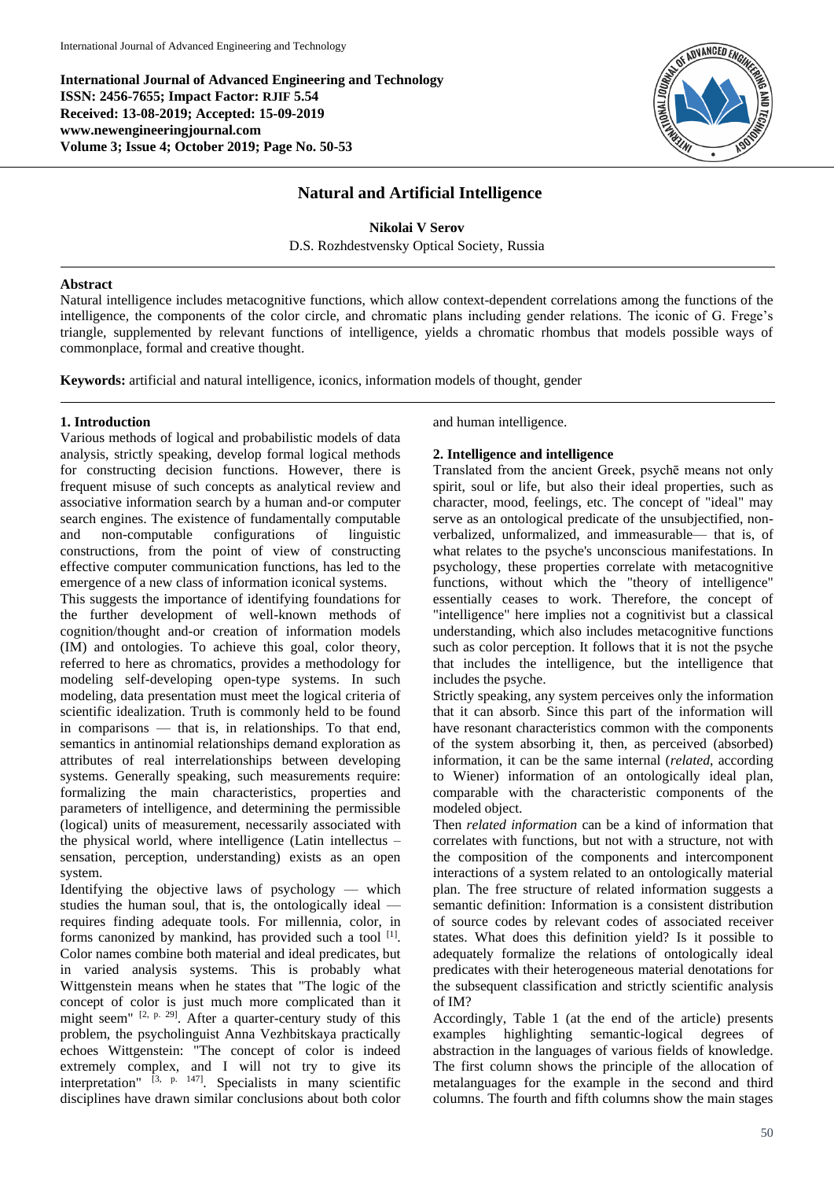**International Journal of Advanced Engineering and Technology**
**ISSN: 2456-7655; Impact Factor: RJIF 5.54**
**Received: 13-08-2019; Accepted: 15-09-2019**
**www.newengineeringjournal.com**
**Volume 3; Issue 4; October 2019; Page No. 50-53**

# Natural and Artificial Intelligence

**Nikolai V Serov**

D.S. Rozhdestvensky Optical Society, Russia

## Abstract

Natural intelligence includes metacognitive functions, which allow context-dependent correlations among the functions of the intelligence, the components of the color circle, and chromatic plans including gender relations. The iconic of G. Frege's triangle, supplemented by relevant functions of intelligence, yields a chromatic rhombus that models possible ways of commonplace, formal and creative thought.

**Keywords:** artificial and natural intelligence, iconics, information models of thought, gender

## 1. Introduction

Various methods of logical and probabilistic models of data analysis, strictly speaking, develop formal logical methods for constructing decision functions. However, there is frequent misuse of such concepts as analytical review and associative information search by a human and-or computer search engines. The existence of fundamentally computable and non-computable configurations of linguistic constructions, from the point of view of constructing effective computer communication functions, has led to the emergence of a new class of information iconical systems.

This suggests the importance of identifying foundations for the further development of well-known methods of cognition/thought and-or creation of information models (IM) and ontologies. To achieve this goal, color theory, referred to here as chromatics, provides a methodology for modeling self-developing open-type systems. In such modeling, data presentation must meet the logical criteria of scientific idealization. Truth is commonly held to be found in comparisons — that is, in relationships. To that end, semantics in antinomial relationships demand exploration as attributes of real interrelationships between developing systems. Generally speaking, such measurements require: formalizing the main characteristics, properties and parameters of intelligence, and determining the permissible (logical) units of measurement, necessarily associated with the physical world, where intelligence (Latin intellectus – sensation, perception, understanding) exists as an open system.

Identifying the objective laws of psychology — which studies the human soul, that is, the ontologically ideal — requires finding adequate tools. For millennia, color, in forms canonized by mankind, has provided such a tool [1]. Color names combine both material and ideal predicates, but in varied analysis systems. This is probably what Wittgenstein means when he states that "The logic of the concept of color is just much more complicated than it might seem" [2, p. 29]. After a quarter-century study of this problem, the psycholinguist Anna Vezhbitskaya practically echoes Wittgenstein: "The concept of color is indeed extremely complex, and I will not try to give its interpretation" [3, p. 147]. Specialists in many scientific disciplines have drawn similar conclusions about both color and human intelligence.

## 2. Intelligence and intelligence

Translated from the ancient Greek, psychē means not only spirit, soul or life, but also their ideal properties, such as character, mood, feelings, etc. The concept of "ideal" may serve as an ontological predicate of the unsubjectified, non-verbalized, unformalized, and immeasurable— that is, of what relates to the psyche's unconscious manifestations. In psychology, these properties correlate with metacognitive functions, without which the "theory of intelligence" essentially ceases to work. Therefore, the concept of "intelligence" here implies not a cognitivist but a classical understanding, which also includes metacognitive functions such as color perception. It follows that it is not the psyche that includes the intelligence, but the intelligence that includes the psyche.

Strictly speaking, any system perceives only the information that it can absorb. Since this part of the information will have resonant characteristics common with the components of the system absorbing it, then, as perceived (absorbed) information, it can be the same internal (*related*, according to Wiener) information of an ontologically ideal plan, comparable with the characteristic components of the modeled object.

Then *related information* can be a kind of information that correlates with functions, but not with a structure, not with the composition of the components and intercomponent interactions of a system related to an ontologically material plan. The free structure of related information suggests a semantic definition: Information is a consistent distribution of source codes by relevant codes of associated receiver states. What does this definition yield? Is it possible to adequately formalize the relations of ontologically ideal predicates with their heterogeneous material denotations for the subsequent classification and strictly scientific analysis of IM?

Accordingly, Table 1 (at the end of the article) presents examples highlighting semantic-logical degrees of abstraction in the languages of various fields of knowledge. The first column shows the principle of the allocation of metalanguages for the example in the second and third columns. The fourth and fifth columns show the main stages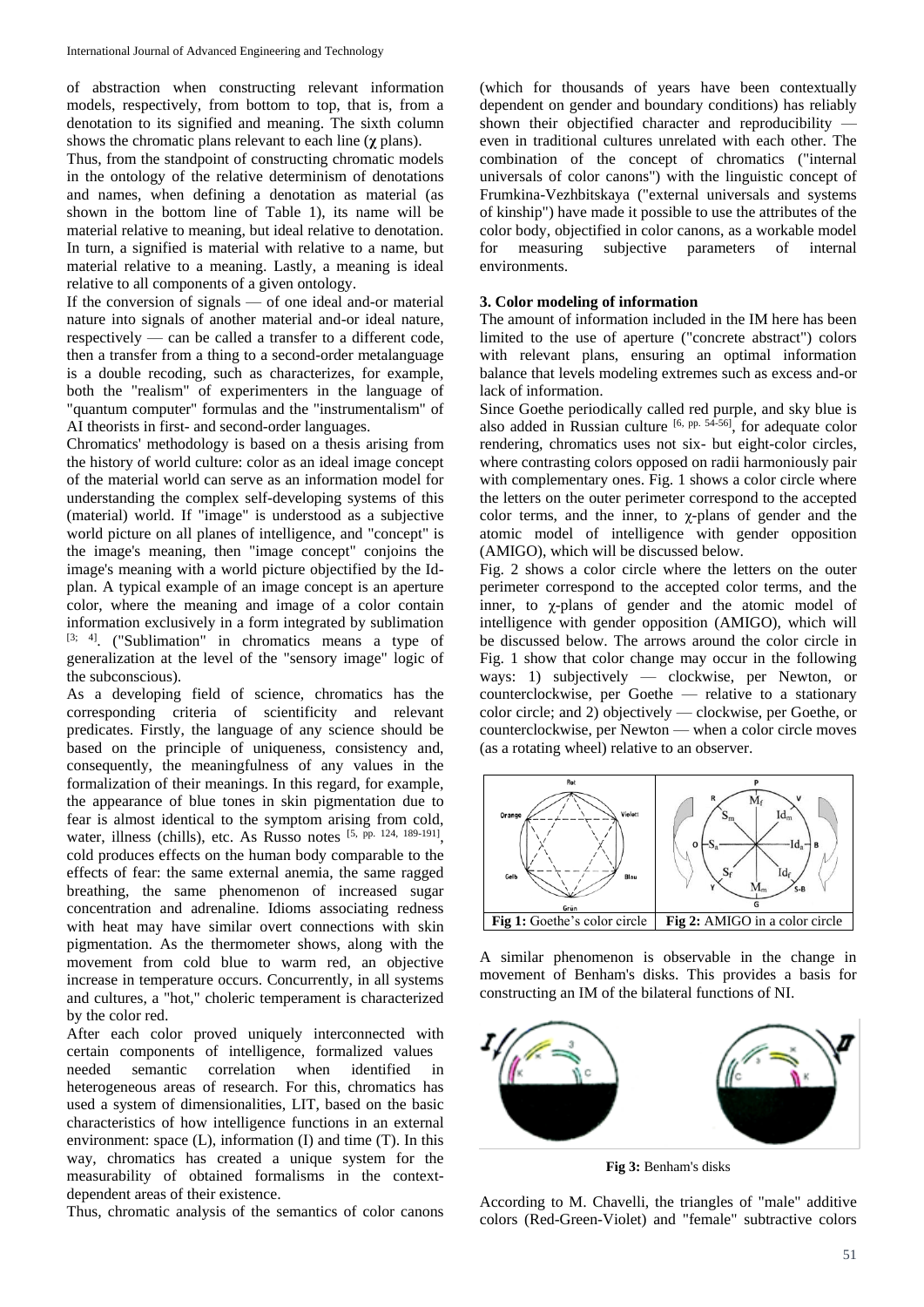of abstraction when constructing relevant information models, respectively, from bottom to top, that is, from a denotation to its signified and meaning. The sixth column shows the chromatic plans relevant to each line (**χ** plans).

Thus, from the standpoint of constructing chromatic models in the ontology of the relative determinism of denotations and names, when defining a denotation as material (as shown in the bottom line of Table 1), its name will be material relative to meaning, but ideal relative to denotation. In turn, a signified is material with relative to a name, but material relative to a meaning. Lastly, a meaning is ideal relative to all components of a given ontology.

If the conversion of signals — of one ideal and-or material nature into signals of another material and-or ideal nature, respectively — can be called a transfer to a different code, then a transfer from a thing to a second-order metalanguage is a double recoding, such as characterizes, for example, both the "realism" of experimenters in the language of "quantum computer" formulas and the "instrumentalism" of AI theorists in first- and second-order languages.

Chromatics' methodology is based on a thesis arising from the history of world culture: color as an ideal image concept of the material world can serve as an information model for understanding the complex self-developing systems of this (material) world. If "image" is understood as a subjective world picture on all planes of intelligence, and "concept" is the image's meaning, then "image concept" conjoins the image's meaning with a world picture objectified by the Id-plan. A typical example of an image concept is an aperture color, where the meaning and image of a color contain information exclusively in a form integrated by sublimation [3; 4]. ("Sublimation" in chromatics means a type of generalization at the level of the "sensory image" logic of the subconscious).

As a developing field of science, chromatics has the corresponding criteria of scientificity and relevant predicates. Firstly, the language of any science should be based on the principle of uniqueness, consistency and, consequently, the meaningfulness of any values in the formalization of their meanings. In this regard, for example, the appearance of blue tones in skin pigmentation due to fear is almost identical to the symptom arising from cold, water, illness (chills), etc. As Russo notes [5, pp. 124, 189-191], cold produces effects on the human body comparable to the effects of fear: the same external anemia, the same ragged breathing, the same phenomenon of increased sugar concentration and adrenaline. Idioms associating redness with heat may have similar overt connections with skin pigmentation. As the thermometer shows, along with the movement from cold blue to warm red, an objective increase in temperature occurs. Concurrently, in all systems and cultures, a "hot," choleric temperament is characterized by the color red.

After each color proved uniquely interconnected with certain components of intelligence, formalized values needed semantic correlation when identified in heterogeneous areas of research. For this, chromatics has used a system of dimensionalities, LIT, based on the basic characteristics of how intelligence functions in an external environment: space (L), information (I) and time (T). In this way, chromatics has created a unique system for the measurability of obtained formalisms in the context-dependent areas of their existence.

Thus, chromatic analysis of the semantics of color canons (which for thousands of years have been contextually dependent on gender and boundary conditions) has reliably shown their objectified character and reproducibility — even in traditional cultures unrelated with each other. The combination of the concept of chromatics ("internal universals of color canons") with the linguistic concept of Frumkina-Vezhbitskaya ("external universals and systems of kinship") have made it possible to use the attributes of the color body, objectified in color canons, as a workable model for measuring subjective parameters of internal environments.

### 3. Color modeling of information

The amount of information included in the IM here has been limited to the use of aperture ("concrete abstract") colors with relevant plans, ensuring an optimal information balance that levels modeling extremes such as excess and-or lack of information.

Since Goethe periodically called red purple, and sky blue is also added in Russian culture [6, pp. 54-56], for adequate color rendering, chromatics uses not six- but eight-color circles, where contrasting colors opposed on radii harmoniously pair with complementary ones. Fig. 1 shows a color circle where the letters on the outer perimeter correspond to the accepted color terms, and the inner, to χ-plans of gender and the atomic model of intelligence with gender opposition (AMIGO), which will be discussed below.

Fig. 2 shows a color circle where the letters on the outer perimeter correspond to the accepted color terms, and the inner, to χ-plans of gender and the atomic model of intelligence with gender opposition (AMIGO), which will be discussed below. The arrows around the color circle in Fig. 1 show that color change may occur in the following ways: 1) subjectively — clockwise, per Newton, or counterclockwise, per Goethe — relative to a stationary color circle; and 2) objectively — clockwise, per Goethe, or counterclockwise, per Newton — when a color circle moves (as a rotating wheel) relative to an observer.

| **Fig 1:** Goethe's color circle | **Fig 2:** AMIGO in a color circle |
|---|---|

A similar phenomenon is observable in the change in movement of Benham's disks. This provides a basis for constructing an IM of the bilateral functions of NI.

**Fig 3:** Benham's disks

According to M. Chavelli, the triangles of "male" additive colors (Red-Green-Violet) and "female" subtractive colors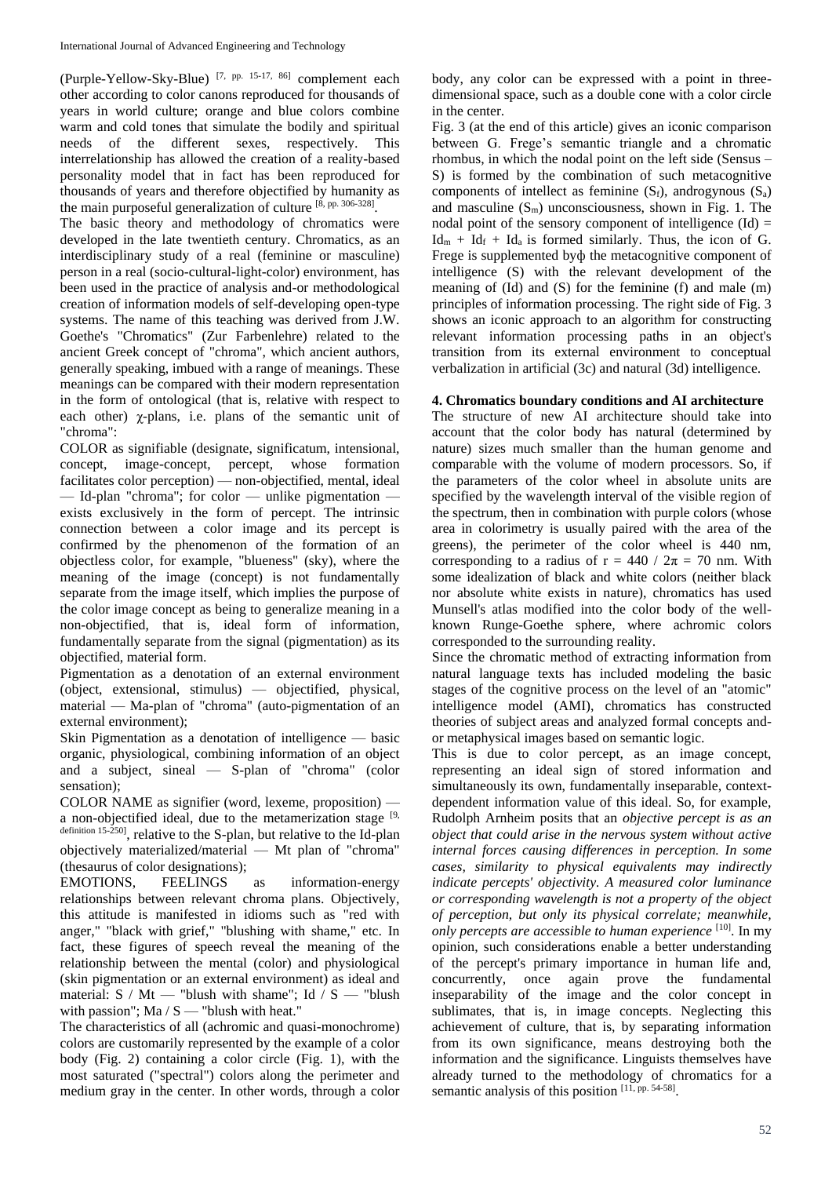(Purple-Yellow-Sky-Blue) [7, pp. 15-17, 86] complement each other according to color canons reproduced for thousands of years in world culture; orange and blue colors combine warm and cold tones that simulate the bodily and spiritual needs of the different sexes, respectively. This interrelationship has allowed the creation of a reality-based personality model that in fact has been reproduced for thousands of years and therefore objectified by humanity as the main purposeful generalization of culture [8, pp. 306-328].

The basic theory and methodology of chromatics were developed in the late twentieth century. Chromatics, as an interdisciplinary study of a real (feminine or masculine) person in a real (socio-cultural-light-color) environment, has been used in the practice of analysis and-or methodological creation of information models of self-developing open-type systems. The name of this teaching was derived from J.W. Goethe's "Chromatics" (Zur Farbenlehre) related to the ancient Greek concept of "chroma", which ancient authors, generally speaking, imbued with a range of meanings. These meanings can be compared with their modern representation in the form of ontological (that is, relative with respect to each other) χ-plans, i.e. plans of the semantic unit of "chroma":

COLOR as signifiable (designate, significatum, intensional, concept, image-concept, percept, whose formation facilitates color perception) — non-objectified, mental, ideal — Id-plan "chroma"; for color — unlike pigmentation — exists exclusively in the form of percept. The intrinsic connection between a color image and its percept is confirmed by the phenomenon of the formation of an objectless color, for example, "blueness" (sky), where the meaning of the image (concept) is not fundamentally separate from the image itself, which implies the purpose of the color image concept as being to generalize meaning in a non-objectified, that is, ideal form of information, fundamentally separate from the signal (pigmentation) as its objectified, material form.

Pigmentation as a denotation of an external environment (object, extensional, stimulus) — objectified, physical, material — Ma-plan of "chroma" (auto-pigmentation of an external environment);

Skin Pigmentation as a denotation of intelligence — basic organic, physiological, combining information of an object and a subject, sineal — S-plan of "chroma" (color sensation);

COLOR NAME as signifier (word, lexeme, proposition) — a non-objectified ideal, due to the metamerization stage [9, definition 15-250], relative to the S-plan, but relative to the Id-plan objectively materialized/material — Mt plan of "chroma" (thesaurus of color designations);

EMOTIONS, FEELINGS as information-energy relationships between relevant chroma plans. Objectively, this attitude is manifested in idioms such as "red with anger," "black with grief," "blushing with shame," etc. In fact, these figures of speech reveal the meaning of the relationship between the mental (color) and physiological (skin pigmentation or an external environment) as ideal and material: S / Mt — "blush with shame"; Id / S — "blush with passion"; Ma / S — "blush with heat."

The characteristics of all (achromic and quasi-monochrome) colors are customarily represented by the example of a color body (Fig. 2) containing a color circle (Fig. 1), with the most saturated ("spectral") colors along the perimeter and medium gray in the center. In other words, through a color body, any color can be expressed with a point in three-dimensional space, such as a double cone with a color circle in the center.

Fig. 3 (at the end of this article) gives an iconic comparison between G. Frege's semantic triangle and a chromatic rhombus, in which the nodal point on the left side (Sensus – S) is formed by the combination of such metacognitive components of intellect as feminine ($S_f$), androgynous ($S_a$) and masculine ($S_m$) unconsciousness, shown in Fig. 1. The nodal point of the sensory component of intelligence (Id) = $Id_m + Id_f + Id_a$ is formed similarly. Thus, the icon of G. Frege is supplemented byф the metacognitive component of intelligence (S) with the relevant development of the meaning of (Id) and (S) for the feminine (f) and male (m) principles of information processing. The right side of Fig. 3 shows an iconic approach to an algorithm for constructing relevant information processing paths in an object's transition from its external environment to conceptual verbalization in artificial (3c) and natural (3d) intelligence.

#### 4. Chromatics boundary conditions and AI architecture

The structure of new AI architecture should take into account that the color body has natural (determined by nature) sizes much smaller than the human genome and comparable with the volume of modern processors. So, if the parameters of the color wheel in absolute units are specified by the wavelength interval of the visible region of the spectrum, then in combination with purple colors (whose area in colorimetry is usually paired with the area of the greens), the perimeter of the color wheel is 440 nm, corresponding to a radius of $r = 440 / 2\pi = 70$ nm. With some idealization of black and white colors (neither black nor absolute white exists in nature), chromatics has used Munsell's atlas modified into the color body of the well-known Runge-Goethe sphere, where achromic colors corresponded to the surrounding reality.

Since the chromatic method of extracting information from natural language texts has included modeling the basic stages of the cognitive process on the level of an "atomic" intelligence model (AMI), chromatics has constructed theories of subject areas and analyzed formal concepts and-or metaphysical images based on semantic logic.

This is due to color percept, as an image concept, representing an ideal sign of stored information and simultaneously its own, fundamentally inseparable, context-dependent information value of this ideal. So, for example, Rudolph Arnheim posits that an *objective percept is as an object that could arise in the nervous system without active internal forces causing differences in perception. In some cases, similarity to physical equivalents may indirectly indicate percepts' objectivity. A measured color luminance or corresponding wavelength is not a property of the object of perception, but only its physical correlate; meanwhile, only percepts are accessible to human experience* [10]. In my opinion, such considerations enable a better understanding of the percept's primary importance in human life and, concurrently, once again prove the fundamental inseparability of the image and the color concept in sublimates, that is, in image concepts. Neglecting this achievement of culture, that is, by separating information from its own significance, means destroying both the information and the significance. Linguists themselves have already turned to the methodology of chromatics for a semantic analysis of this position [11, pp. 54-58].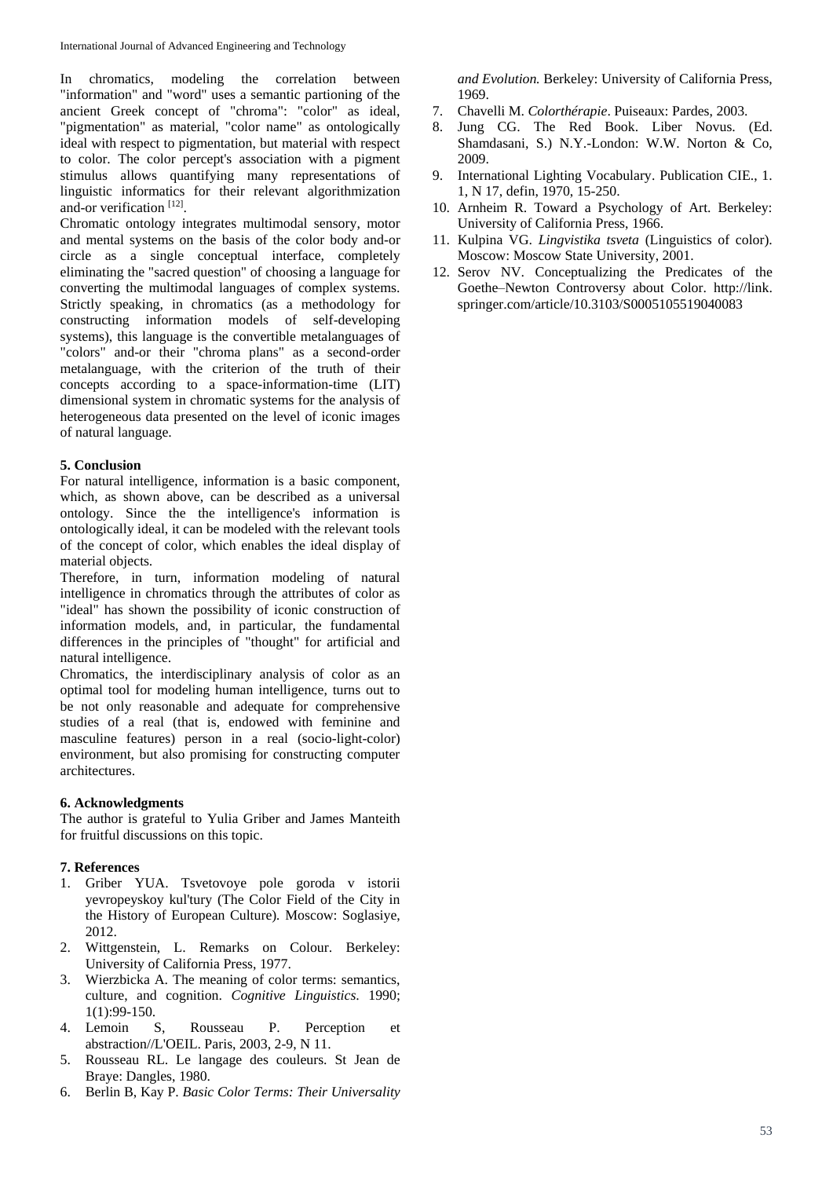In chromatics, modeling the correlation between "information" and "word" uses a semantic partioning of the ancient Greek concept of "chroma": "color" as ideal, "pigmentation" as material, "color name" as ontologically ideal with respect to pigmentation, but material with respect to color. The color percept's association with a pigment stimulus allows quantifying many representations of linguistic informatics for their relevant algorithmization and-or verification [12].

Chromatic ontology integrates multimodal sensory, motor and mental systems on the basis of the color body and-or circle as a single conceptual interface, completely eliminating the "sacred question" of choosing a language for converting the multimodal languages of complex systems. Strictly speaking, in chromatics (as a methodology for constructing information models of self-developing systems), this language is the convertible metalanguages of "colors" and-or their "chroma plans" as a second-order metalanguage, with the criterion of the truth of their concepts according to a space-information-time (LIT) dimensional system in chromatic systems for the analysis of heterogeneous data presented on the level of iconic images of natural language.

## 5. Conclusion

For natural intelligence, information is a basic component, which, as shown above, can be described as a universal ontology. Since the the intelligence's information is ontologically ideal, it can be modeled with the relevant tools of the concept of color, which enables the ideal display of material objects.

Therefore, in turn, information modeling of natural intelligence in chromatics through the attributes of color as "ideal" has shown the possibility of iconic construction of information models, and, in particular, the fundamental differences in the principles of "thought" for artificial and natural intelligence.

Chromatics, the interdisciplinary analysis of color as an optimal tool for modeling human intelligence, turns out to be not only reasonable and adequate for comprehensive studies of a real (that is, endowed with feminine and masculine features) person in a real (socio-light-color) environment, but also promising for constructing computer architectures.

## 6. Acknowledgments

The author is grateful to Yulia Griber and James Manteith for fruitful discussions on this topic.

## 7. References

1. Griber YUA. Tsvetovoye pole goroda v istorii yevropeyskoy kul'tury (The Color Field of the City in the History of European Culture). Moscow: Soglasiye, 2012.
2. Wittgenstein, L. Remarks on Colour. Berkeley: University of California Press, 1977.
3. Wierzbicka A. The meaning of color terms: semantics, culture, and cognition. *Cognitive Linguistics*. 1990; 1(1):99-150.
4. Lemoin S, Rousseau P. Perception et abstraction//L'OEIL. Paris, 2003, 2-9, N 11.
5. Rousseau RL. Le langage des couleurs. St Jean de Braye: Dangles, 1980.
6. Berlin B, Kay P. *Basic Color Terms: Their Universality and Evolution.* Berkeley: University of California Press, 1969.
7. Chavelli M. *Colorthérapie*. Puiseaux: Pardes, 2003.
8. Jung CG. The Red Book. Liber Novus. (Ed. Shamdasani, S.) N.Y.-London: W.W. Norton & Co, 2009.
9. International Lighting Vocabulary. Publication CIE., 1. 1, N 17, defin, 1970, 15-250.
10. Arnheim R. Toward a Psychology of Art. Berkeley: University of California Press, 1966.
11. Kulpina VG. *Lingvistika tsveta* (Linguistics of color). Moscow: Moscow State University, 2001.
12. Serov NV. Conceptualizing the Predicates of the Goethe–Newton Controversy about Color. http://link.springer.com/article/10.3103/S0005105519040083